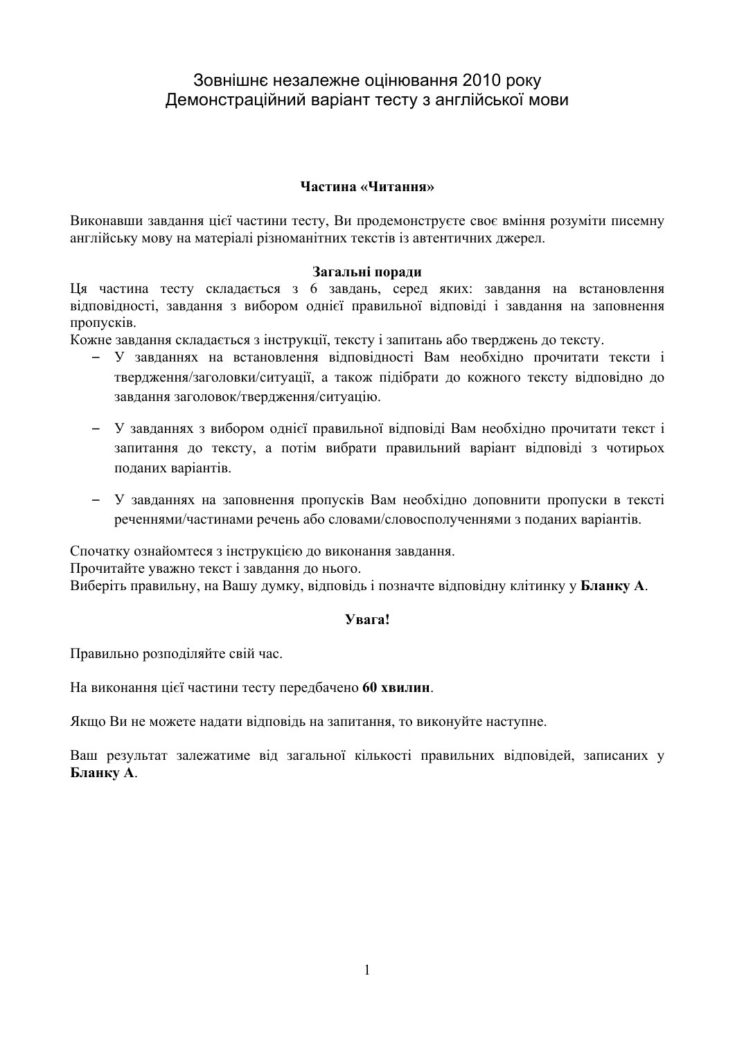# Зовнішнє незалежне оцінювання 2010 року
# Демонстраційний варіант тесту з англійської мови

### Частина «Читання»

Виконавши завдання цієї частини тесту, Ви продемонструєте своє вміння розуміти писемну англійську мову на матеріалі різноманітних текстів із автентичних джерел.

### Загальні поради

Ця частина тесту складається з 6 завдань, серед яких: завдання на встановлення відповідності, завдання з вибором однієї правильної відповіді і завдання на заповнення пропусків.

Кожне завдання складається з інструкції, тексту і запитань або тверджень до тексту.

- У завданнях на встановлення відповідності Вам необхідно прочитати тексти і твердження/заголовки/ситуації, а також підібрати до кожного тексту відповідно до завдання заголовок/твердження/ситуацію.
- У завданнях з вибором однієї правильної відповіді Вам необхідно прочитати текст і запитання до тексту, а потім вибрати правильний варіант відповіді з чотирьох поданих варіантів.
- У завданнях на заповнення пропусків Вам необхідно доповнити пропуски в тексті реченнями/частинами речень або словами/словосполученнями з поданих варіантів.

Спочатку ознайомтеся з інструкцією до виконання завдання.
Прочитайте уважно текст і завдання до нього.
Виберіть правильну, на Вашу думку, відповідь і позначте відповідну клітинку у **Бланку А**.

### Увага!

Правильно розподіляйте свій час.

На виконання цієї частини тесту передбачено **60 хвилин**.

Якщо Ви не можете надати відповідь на запитання, то виконуйте наступне.

Ваш результат залежатиме від загальної кількості правильних відповідей, записаних у **Бланку А**.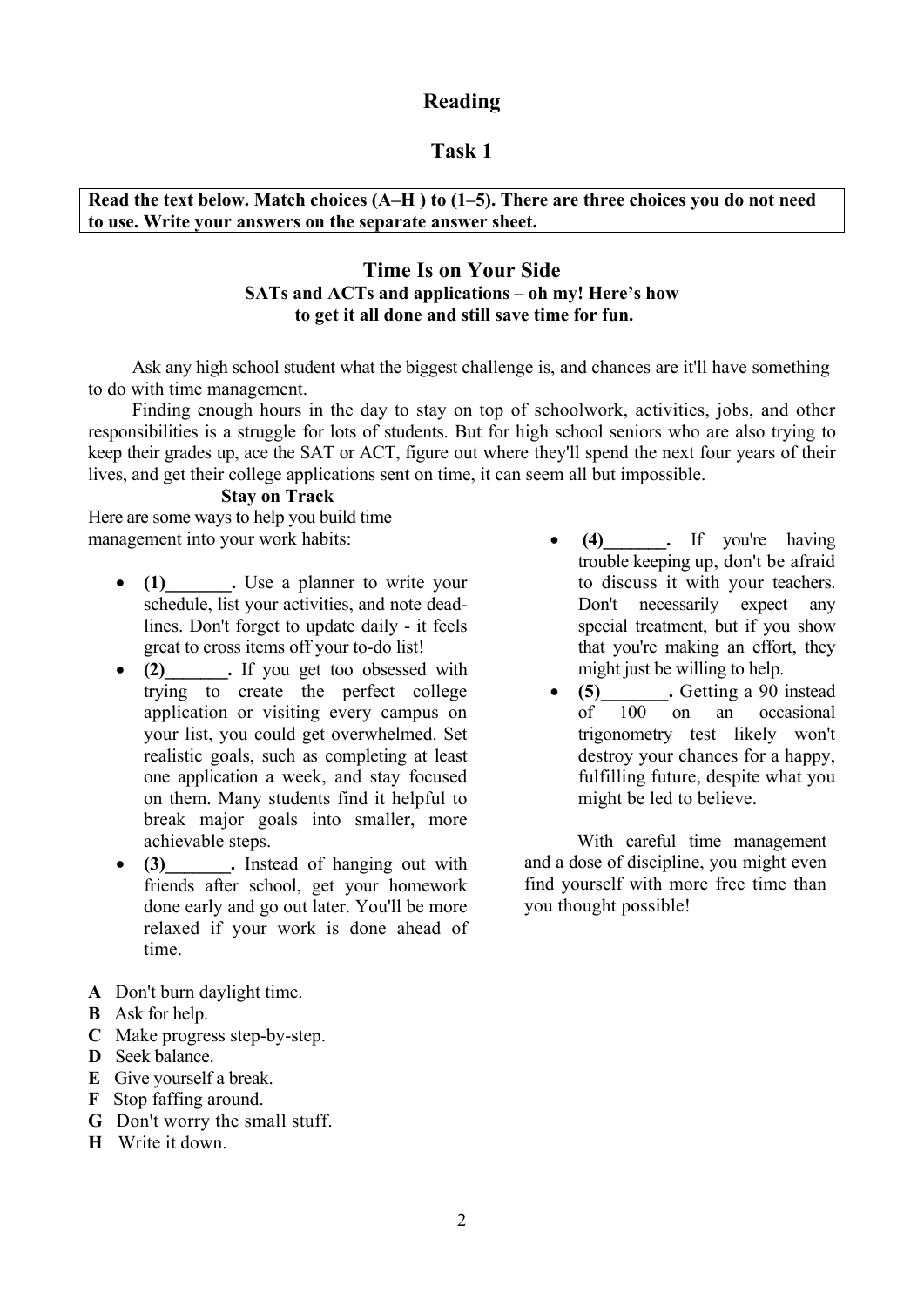# Reading

## Task 1

**Read the text below. Match choices (A–H ) to (1–5). There are three choices you do not need to use. Write your answers on the separate answer sheet.**

## Time Is on Your Side

**SATs and ACTs and applications – oh my! Here's how to get it all done and still save time for fun.**

Ask any high school student what the biggest challenge is, and chances are it'll have something to do with time management.

Finding enough hours in the day to stay on top of schoolwork, activities, jobs, and other responsibilities is a struggle for lots of students. But for high school seniors who are also trying to keep their grades up, ace the SAT or ACT, figure out where they'll spend the next four years of their lives, and get their college applications sent on time, it can seem all but impossible.

**Stay on Track**

Here are some ways to help you build time management into your work habits:

- **(1)_______.** Use a planner to write your schedule, list your activities, and note deadlines. Don't forget to update daily - it feels great to cross items off your to-do list!
- **(2)_______.** If you get too obsessed with trying to create the perfect college application or visiting every campus on your list, you could get overwhelmed. Set realistic goals, such as completing at least one application a week, and stay focused on them. Many students find it helpful to break major goals into smaller, more achievable steps.
- **(3)_______.** Instead of hanging out with friends after school, get your homework done early and go out later. You'll be more relaxed if your work is done ahead of time.
- **(4)_______.** If you're having trouble keeping up, don't be afraid to discuss it with your teachers. Don't necessarily expect any special treatment, but if you show that you're making an effort, they might just be willing to help.
- **(5)_______.** Getting a 90 instead of 100 on an occasional trigonometry test likely won't destroy your chances for a happy, fulfilling future, despite what you might be led to believe.

With careful time management and a dose of discipline, you might even find yourself with more free time than you thought possible!

**A** Don't burn daylight time.  
**B** Ask for help.  
**C** Make progress step-by-step.  
**D** Seek balance.  
**E** Give yourself a break.  
**F** Stop faffing around.  
**G** Don't worry the small stuff.  
**H** Write it down.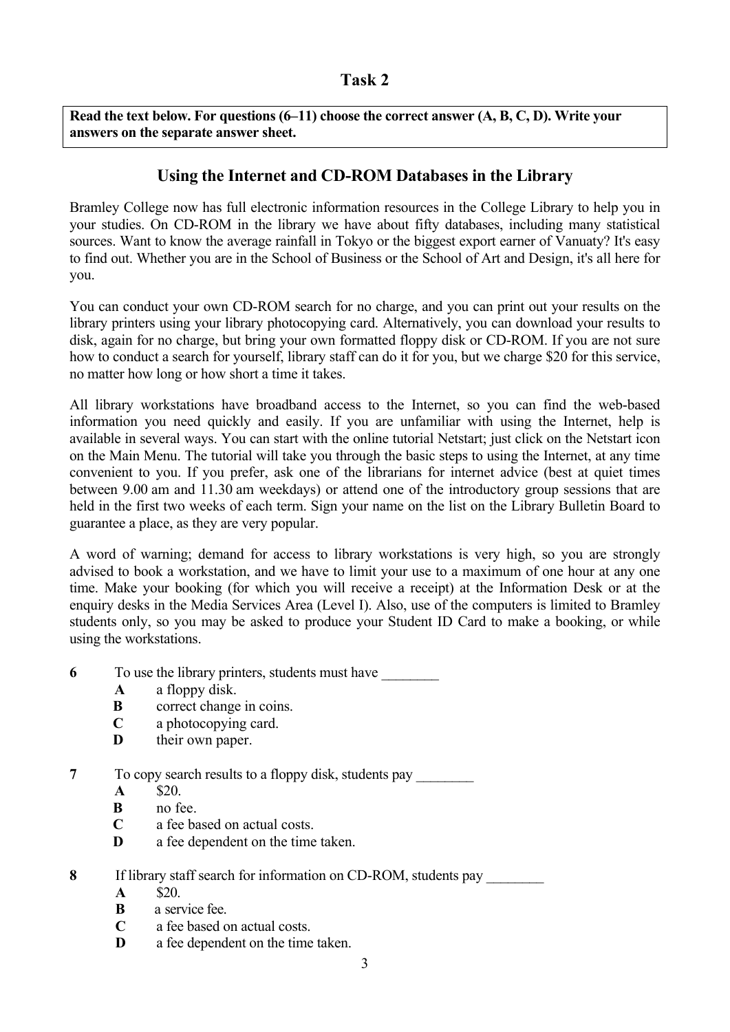## Task 2

**Read the text below. For questions (6–11) choose the correct answer (A, B, C, D). Write your answers on the separate answer sheet.**

### Using the Internet and CD-ROM Databases in the Library

Bramley College now has full electronic information resources in the College Library to help you in your studies. On CD-ROM in the library we have about fifty databases, including many statistical sources. Want to know the average rainfall in Tokyo or the biggest export earner of Vanuaty? It's easy to find out. Whether you are in the School of Business or the School of Art and Design, it's all here for you.

You can conduct your own CD-ROM search for no charge, and you can print out your results on the library printers using your library photocopying card. Alternatively, you can download your results to disk, again for no charge, but bring your own formatted floppy disk or CD-ROM. If you are not sure how to conduct a search for yourself, library staff can do it for you, but we charge $20 for this service, no matter how long or how short a time it takes.

All library workstations have broadband access to the Internet, so you can find the web-based information you need quickly and easily. If you are unfamiliar with using the Internet, help is available in several ways. You can start with the online tutorial Netstart; just click on the Netstart icon on the Main Menu. The tutorial will take you through the basic steps to using the Internet, at any time convenient to you. If you prefer, ask one of the librarians for internet advice (best at quiet times between 9.00 am and 11.30 am weekdays) or attend one of the introductory group sessions that are held in the first two weeks of each term. Sign your name on the list on the Library Bulletin Board to guarantee a place, as they are very popular.

A word of warning; demand for access to library workstations is very high, so you are strongly advised to book a workstation, and we have to limit your use to a maximum of one hour at any one time. Make your booking (for which you will receive a receipt) at the Information Desk or at the enquiry desks in the Media Services Area (Level I). Also, use of the computers is limited to Bramley students only, so you may be asked to produce your Student ID Card to make a booking, or while using the workstations.

**6** To use the library printers, students must have ________
- **A** a floppy disk.
- **B** correct change in coins.
- **C** a photocopying card.
- **D** their own paper.

**7** To copy search results to a floppy disk, students pay ________
- **A** $20.
- **B** no fee.
- **C** a fee based on actual costs.
- **D** a fee dependent on the time taken.

**8** If library staff search for information on CD-ROM, students pay ________
- **A** $20.
- **B** a service fee.
- **C** a fee based on actual costs.
- **D** a fee dependent on the time taken.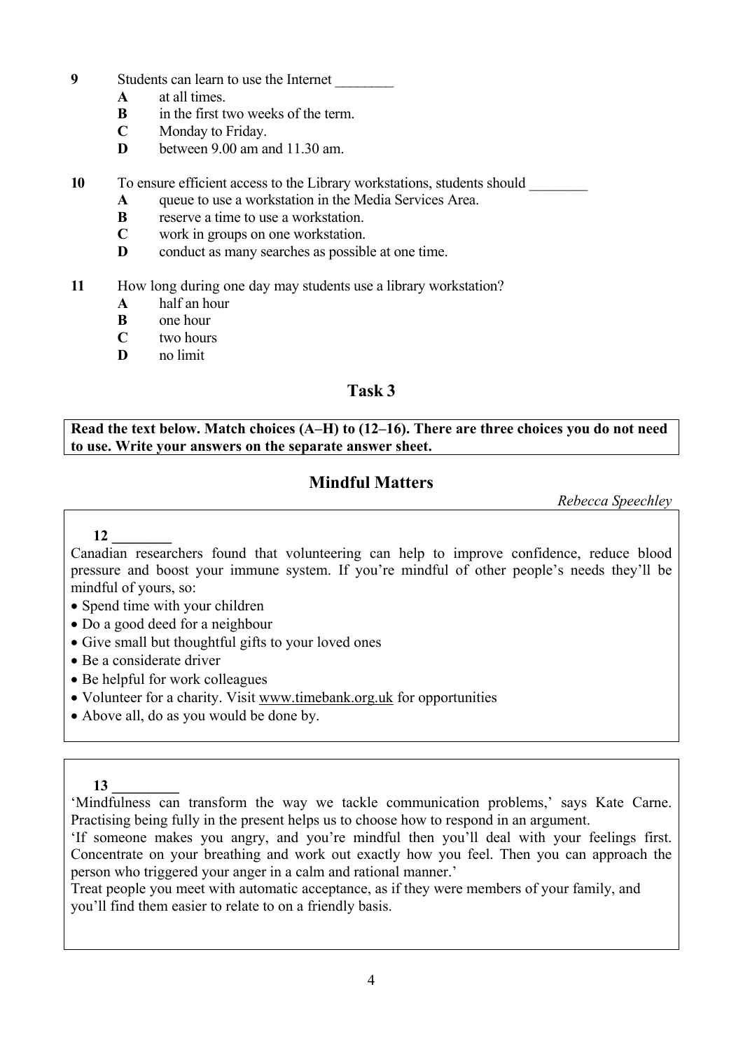**9** Students can learn to use the Internet ________

- **A** at all times.
- **B** in the first two weeks of the term.
- **C** Monday to Friday.
- **D** between 9.00 am and 11.30 am.

**10** To ensure efficient access to the Library workstations, students should ________

- **A** queue to use a workstation in the Media Services Area.
- **B** reserve a time to use a workstation.
- **C** work in groups on one workstation.
- **D** conduct as many searches as possible at one time.

**11** How long during one day may students use a library workstation?

- **A** half an hour
- **B** one hour
- **C** two hours
- **D** no limit

## Task 3

**Read the text below. Match choices (A–H) to (12–16). There are three choices you do not need to use. Write your answers on the separate answer sheet.**

## Mindful Matters

*Rebecca Speechley*

**12 ________**

Canadian researchers found that volunteering can help to improve confidence, reduce blood pressure and boost your immune system. If you're mindful of other people's needs they'll be mindful of yours, so:

- Spend time with your children
- Do a good deed for a neighbour
- Give small but thoughtful gifts to your loved ones
- Be a considerate driver
- Be helpful for work colleagues
- Volunteer for a charity. Visit www.timebank.org.uk for opportunities
- Above all, do as you would be done by.

**13 _________**

'Mindfulness can transform the way we tackle communication problems,' says Kate Carne. Practising being fully in the present helps us to choose how to respond in an argument.

'If someone makes you angry, and you're mindful then you'll deal with your feelings first. Concentrate on your breathing and work out exactly how you feel. Then you can approach the person who triggered your anger in a calm and rational manner.'

Treat people you meet with automatic acceptance, as if they were members of your family, and you'll find them easier to relate to on a friendly basis.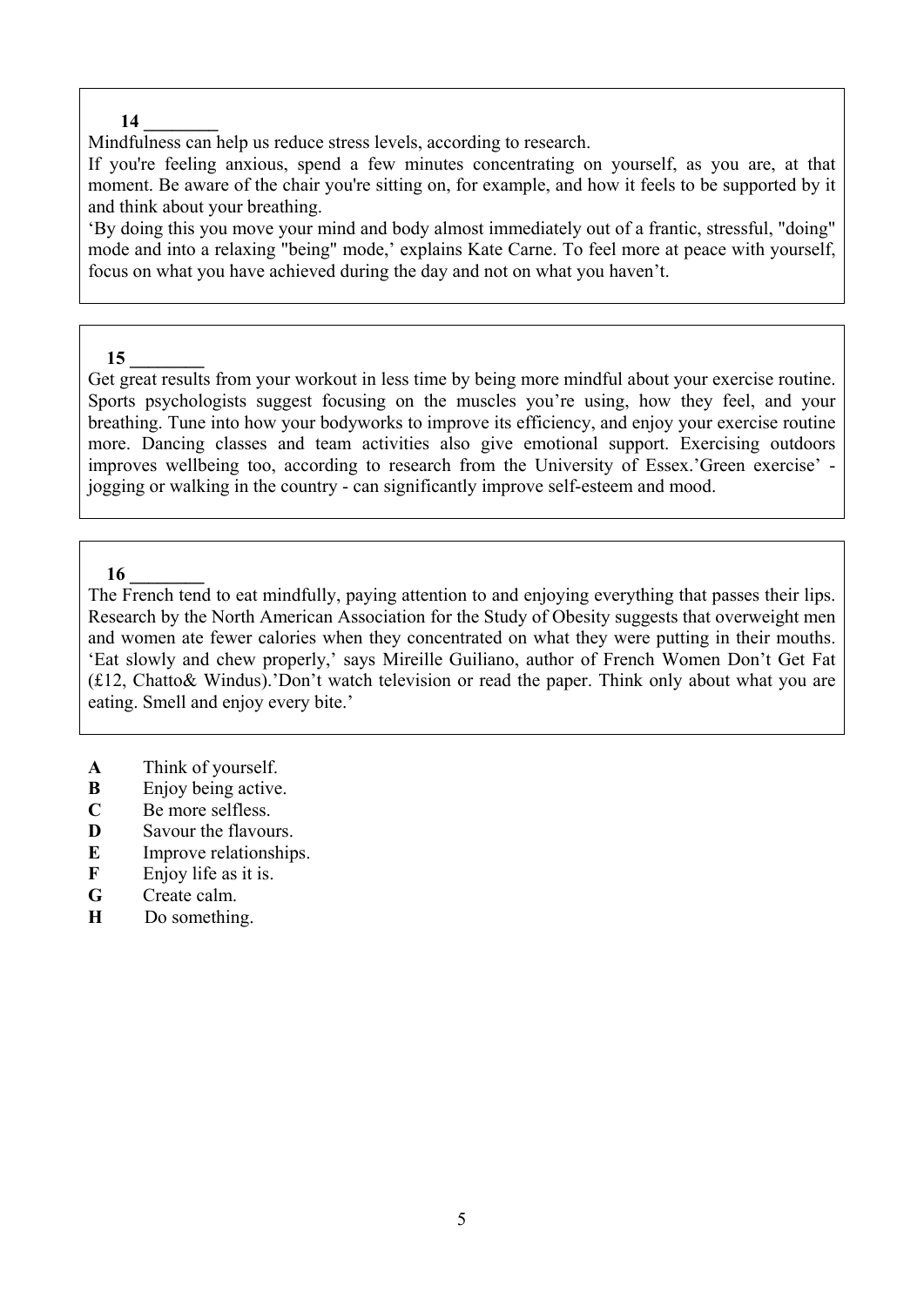**14 ________**

Mindfulness can help us reduce stress levels, according to research.

If you're feeling anxious, spend a few minutes concentrating on yourself, as you are, at that moment. Be aware of the chair you're sitting on, for example, and how it feels to be supported by it and think about your breathing.

'By doing this you move your mind and body almost immediately out of a frantic, stressful, "doing" mode and into a relaxing "being" mode,' explains Kate Carne. To feel more at peace with yourself, focus on what you have achieved during the day and not on what you haven't.

**15 ________**

Get great results from your workout in less time by being more mindful about your exercise routine. Sports psychologists suggest focusing on the muscles you're using, how they feel, and your breathing. Tune into how your bodyworks to improve its efficiency, and enjoy your exercise routine more. Dancing classes and team activities also give emotional support. Exercising outdoors improves wellbeing too, according to research from the University of Essex.'Green exercise' - jogging or walking in the country - can significantly improve self-esteem and mood.

**16 ________**

The French tend to eat mindfully, paying attention to and enjoying everything that passes their lips. Research by the North American Association for the Study of Obesity suggests that overweight men and women ate fewer calories when they concentrated on what they were putting in their mouths. 'Eat slowly and chew properly,' says Mireille Guiliano, author of French Women Don't Get Fat (£12, Chatto& Windus).'Don't watch television or read the paper. Think only about what you are eating. Smell and enjoy every bite.'

**A** Think of yourself.
**B** Enjoy being active.
**C** Be more selfless.
**D** Savour the flavours.
**E** Improve relationships.
**F** Enjoy life as it is.
**G** Create calm.
**H** Do something.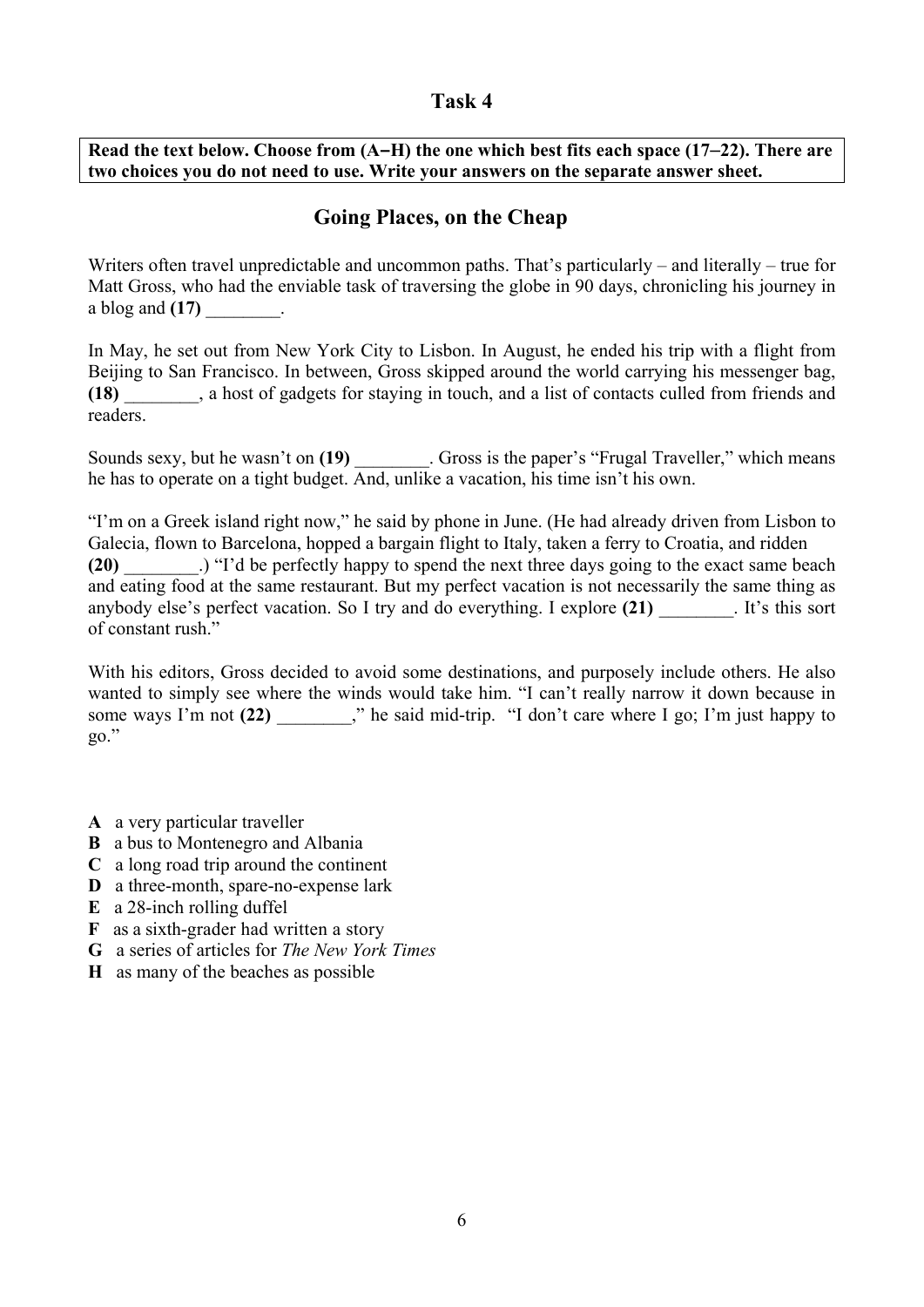## Task 4

**Read the text below. Choose from (A–H) the one which best fits each space (17–22). There are two choices you do not need to use. Write your answers on the separate answer sheet.**

### Going Places, on the Cheap

Writers often travel unpredictable and uncommon paths. That's particularly – and literally – true for Matt Gross, who had the enviable task of traversing the globe in 90 days, chronicling his journey in a blog and **(17)** ________.

In May, he set out from New York City to Lisbon. In August, he ended his trip with a flight from Beijing to San Francisco. In between, Gross skipped around the world carrying his messenger bag, **(18)** ________, a host of gadgets for staying in touch, and a list of contacts culled from friends and readers.

Sounds sexy, but he wasn't on **(19)** ________. Gross is the paper's "Frugal Traveller," which means he has to operate on a tight budget. And, unlike a vacation, his time isn't his own.

"I'm on a Greek island right now," he said by phone in June. (He had already driven from Lisbon to Galecia, flown to Barcelona, hopped a bargain flight to Italy, taken a ferry to Croatia, and ridden **(20)** ________.) "I'd be perfectly happy to spend the next three days going to the exact same beach and eating food at the same restaurant. But my perfect vacation is not necessarily the same thing as anybody else's perfect vacation. So I try and do everything. I explore **(21)** ________. It's this sort of constant rush."

With his editors, Gross decided to avoid some destinations, and purposely include others. He also wanted to simply see where the winds would take him. "I can't really narrow it down because in some ways I'm not **(22)** ________," he said mid-trip. "I don't care where I go; I'm just happy to go."

**A** a very particular traveller
**B** a bus to Montenegro and Albania
**C** a long road trip around the continent
**D** a three-month, spare-no-expense lark
**E** a 28-inch rolling duffel
**F** as a sixth-grader had written a story
**G** a series of articles for *The New York Times*
**H** as many of the beaches as possible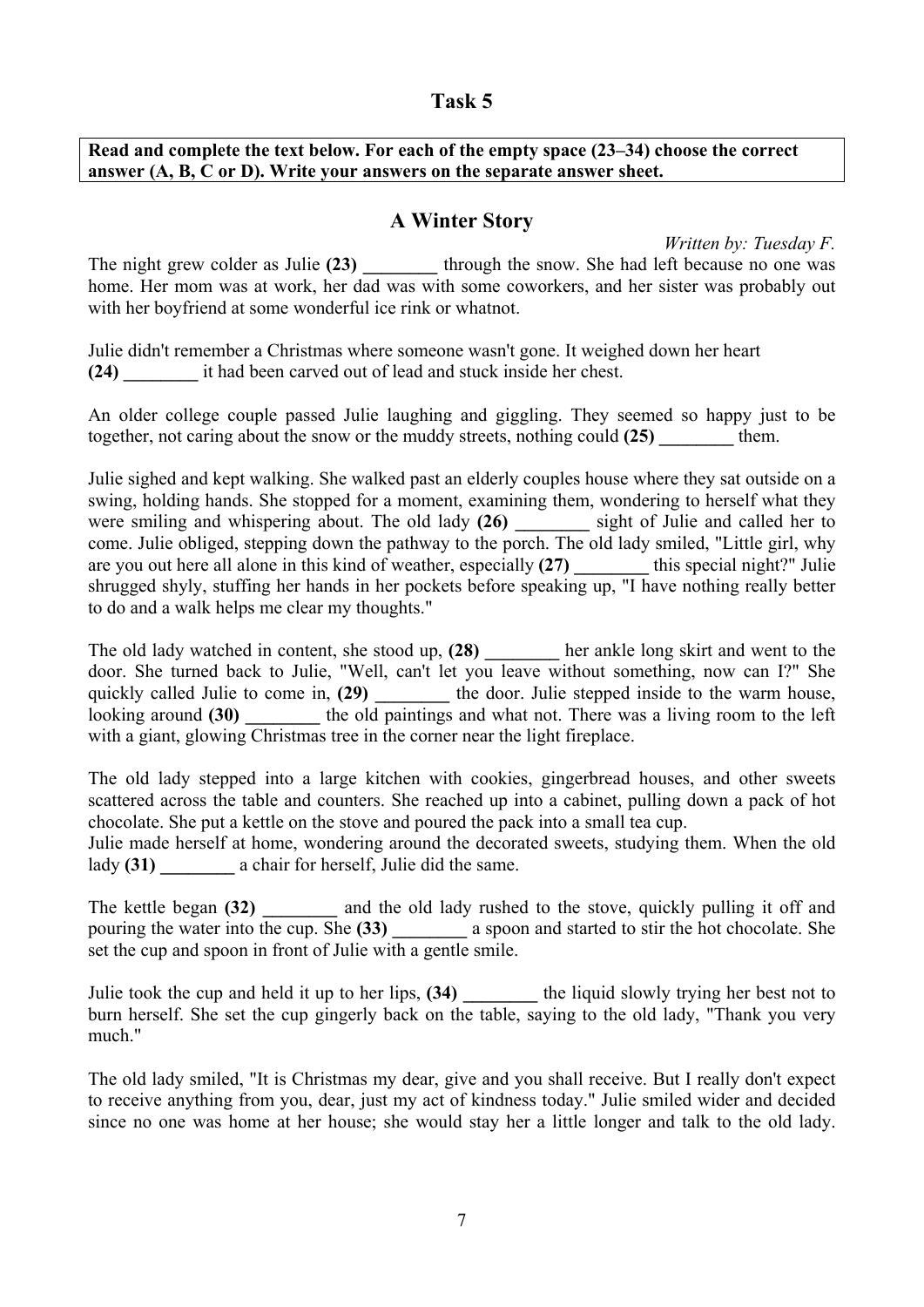## Task 5

**Read and complete the text below. For each of the empty space (23–34) choose the correct answer (A, B, C or D). Write your answers on the separate answer sheet.**

### A Winter Story

*Written by: Tuesday F.*

The night grew colder as Julie **(23) ________** through the snow. She had left because no one was home. Her mom was at work, her dad was with some coworkers, and her sister was probably out with her boyfriend at some wonderful ice rink or whatnot.

Julie didn't remember a Christmas where someone wasn't gone. It weighed down her heart **(24) ________** it had been carved out of lead and stuck inside her chest.

An older college couple passed Julie laughing and giggling. They seemed so happy just to be together, not caring about the snow or the muddy streets, nothing could **(25) ________** them.

Julie sighed and kept walking. She walked past an elderly couples house where they sat outside on a swing, holding hands. She stopped for a moment, examining them, wondering to herself what they were smiling and whispering about. The old lady **(26) ________** sight of Julie and called her to come. Julie obliged, stepping down the pathway to the porch. The old lady smiled, "Little girl, why are you out here all alone in this kind of weather, especially **(27) ________** this special night?" Julie shrugged shyly, stuffing her hands in her pockets before speaking up, "I have nothing really better to do and a walk helps me clear my thoughts."

The old lady watched in content, she stood up, **(28) ________** her ankle long skirt and went to the door. She turned back to Julie, "Well, can't let you leave without something, now can I?" She quickly called Julie to come in, **(29) ________** the door. Julie stepped inside to the warm house, looking around **(30) ________** the old paintings and what not. There was a living room to the left with a giant, glowing Christmas tree in the corner near the light fireplace.

The old lady stepped into a large kitchen with cookies, gingerbread houses, and other sweets scattered across the table and counters. She reached up into a cabinet, pulling down a pack of hot chocolate. She put a kettle on the stove and poured the pack into a small tea cup.
Julie made herself at home, wondering around the decorated sweets, studying them. When the old lady **(31) ________** a chair for herself, Julie did the same.

The kettle began **(32) ________** and the old lady rushed to the stove, quickly pulling it off and pouring the water into the cup. She **(33) ________** a spoon and started to stir the hot chocolate. She set the cup and spoon in front of Julie with a gentle smile.

Julie took the cup and held it up to her lips, **(34) ________** the liquid slowly trying her best not to burn herself. She set the cup gingerly back on the table, saying to the old lady, "Thank you very much."

The old lady smiled, "It is Christmas my dear, give and you shall receive. But I really don't expect to receive anything from you, dear, just my act of kindness today." Julie smiled wider and decided since no one was home at her house; she would stay her a little longer and talk to the old lady.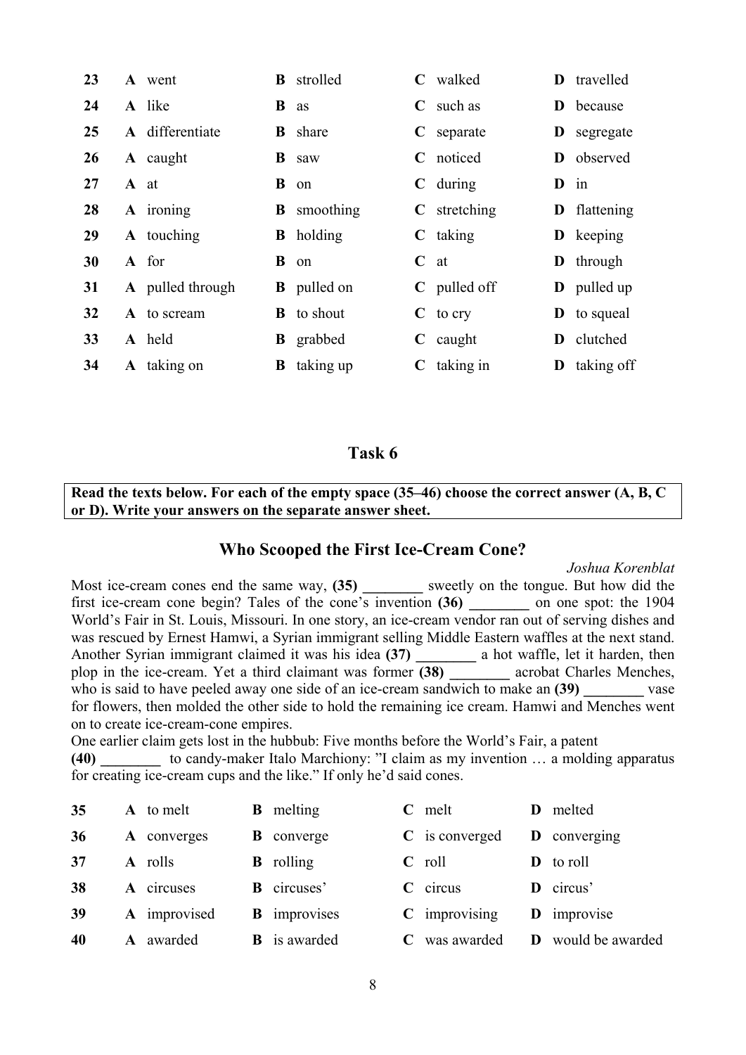| | | | | | | | | |
|---|---|---|---|---|---|---|---|---|
| **23** | **A** | went | **B** | strolled | **C** | walked | **D** | travelled |
| **24** | **A** | like | **B** | as | **C** | such as | **D** | because |
| **25** | **A** | differentiate | **B** | share | **C** | separate | **D** | segregate |
| **26** | **A** | caught | **B** | saw | **C** | noticed | **D** | observed |
| **27** | **A** | at | **B** | on | **C** | during | **D** | in |
| **28** | **A** | ironing | **B** | smoothing | **C** | stretching | **D** | flattening |
| **29** | **A** | touching | **B** | holding | **C** | taking | **D** | keeping |
| **30** | **A** | for | **B** | on | **C** | at | **D** | through |
| **31** | **A** | pulled through | **B** | pulled on | **C** | pulled off | **D** | pulled up |
| **32** | **A** | to scream | **B** | to shout | **C** | to cry | **D** | to squeal |
| **33** | **A** | held | **B** | grabbed | **C** | caught | **D** | clutched |
| **34** | **A** | taking on | **B** | taking up | **C** | taking in | **D** | taking off |

## Task 6

**Read the texts below. For each of the empty space (35–46) choose the correct answer (A, B, C or D). Write your answers on the separate answer sheet.**

### Who Scooped the First Ice-Cream Cone?

*Joshua Korenblat*

Most ice-cream cones end the same way, **(35) ________** sweetly on the tongue. But how did the first ice-cream cone begin? Tales of the cone's invention **(36) ________** on one spot: the 1904 World's Fair in St. Louis, Missouri. In one story, an ice-cream vendor ran out of serving dishes and was rescued by Ernest Hamwi, a Syrian immigrant selling Middle Eastern waffles at the next stand. Another Syrian immigrant claimed it was his idea **(37) ________** a hot waffle, let it harden, then plop in the ice-cream. Yet a third claimant was former **(38) ________** acrobat Charles Menches, who is said to have peeled away one side of an ice-cream sandwich to make an **(39) ________** vase for flowers, then molded the other side to hold the remaining ice cream. Hamwi and Menches went on to create ice-cream-cone empires.

One earlier claim gets lost in the hubbub: Five months before the World's Fair, a patent **(40) ________** to candy-maker Italo Marchiony: "I claim as my invention … a molding apparatus for creating ice-cream cups and the like." If only he'd said cones.

| | | | | | | | | |
|---|---|---|---|---|---|---|---|---|
| **35** | **A** | to melt | **B** | melting | **C** | melt | **D** | melted |
| **36** | **A** | converges | **B** | converge | **C** | is converged | **D** | converging |
| **37** | **A** | rolls | **B** | rolling | **C** | roll | **D** | to roll |
| **38** | **A** | circuses | **B** | circuses' | **C** | circus | **D** | circus' |
| **39** | **A** | improvised | **B** | improvises | **C** | improvising | **D** | improvise |
| **40** | **A** | awarded | **B** | is awarded | **C** | was awarded | **D** | would be awarded |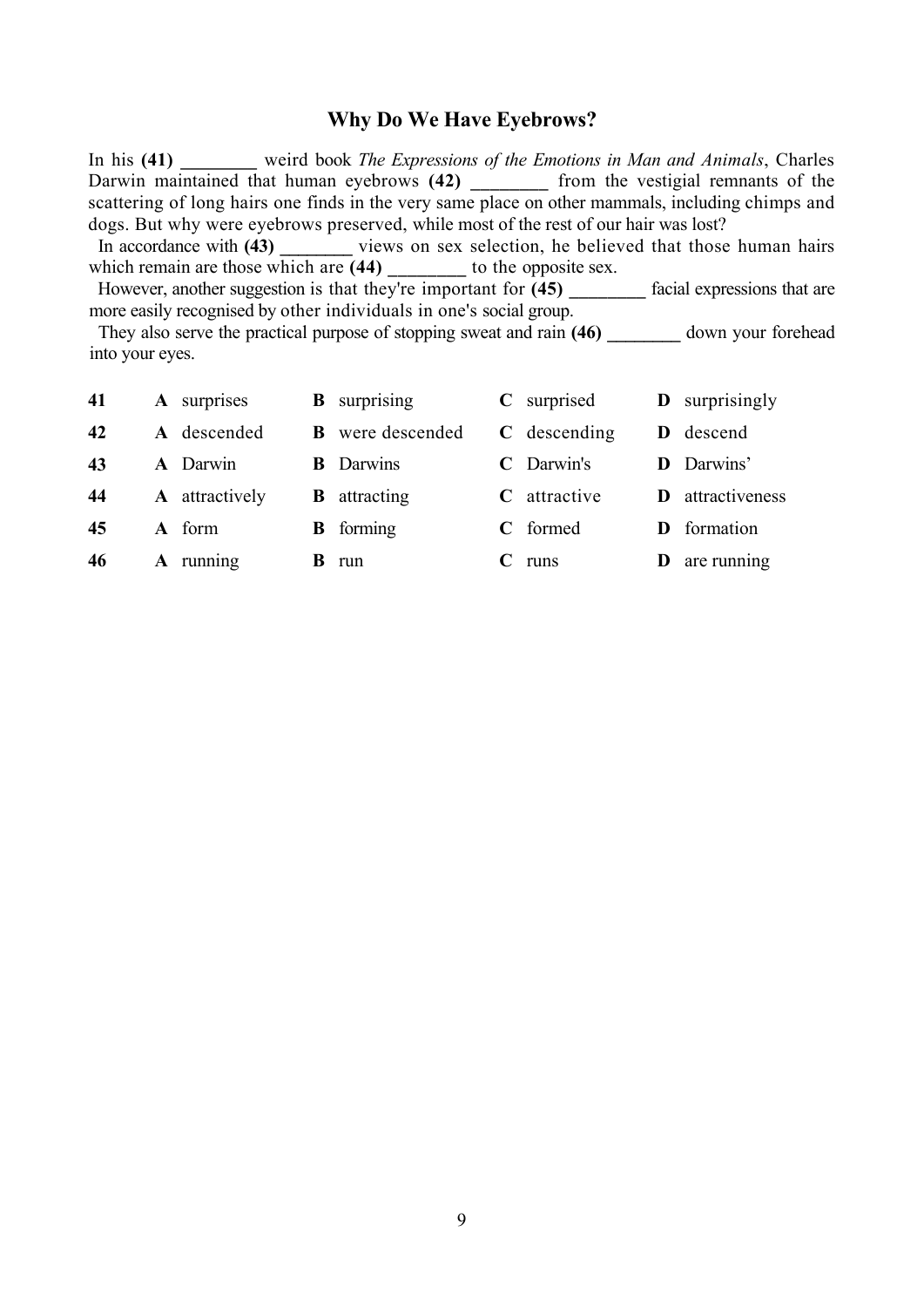## Why Do We Have Eyebrows?

In his **(41) ________** weird book *The Expressions of the Emotions in Man and Animals*, Charles Darwin maintained that human eyebrows **(42) ________** from the vestigial remnants of the scattering of long hairs one finds in the very same place on other mammals, including chimps and dogs. But why were eyebrows preserved, while most of the rest of our hair was lost?

In accordance with **(43) ________** views on sex selection, he believed that those human hairs which remain are those which are **(44) ________** to the opposite sex.

However, another suggestion is that they're important for **(45) ________** facial expressions that are more easily recognised by other individuals in one's social group.

They also serve the practical purpose of stopping sweat and rain **(46) ________** down your forehead into your eyes.

| | | | | |
|---|---|---|---|---|
| **41** | **A** surprises | **B** surprising | **C** surprised | **D** surprisingly |
| **42** | **A** descended | **B** were descended | **C** descending | **D** descend |
| **43** | **A** Darwin | **B** Darwins | **C** Darwin's | **D** Darwins' |
| **44** | **A** attractively | **B** attracting | **C** attractive | **D** attractiveness |
| **45** | **A** form | **B** forming | **C** formed | **D** formation |
| **46** | **A** running | **B** run | **C** runs | **D** are running |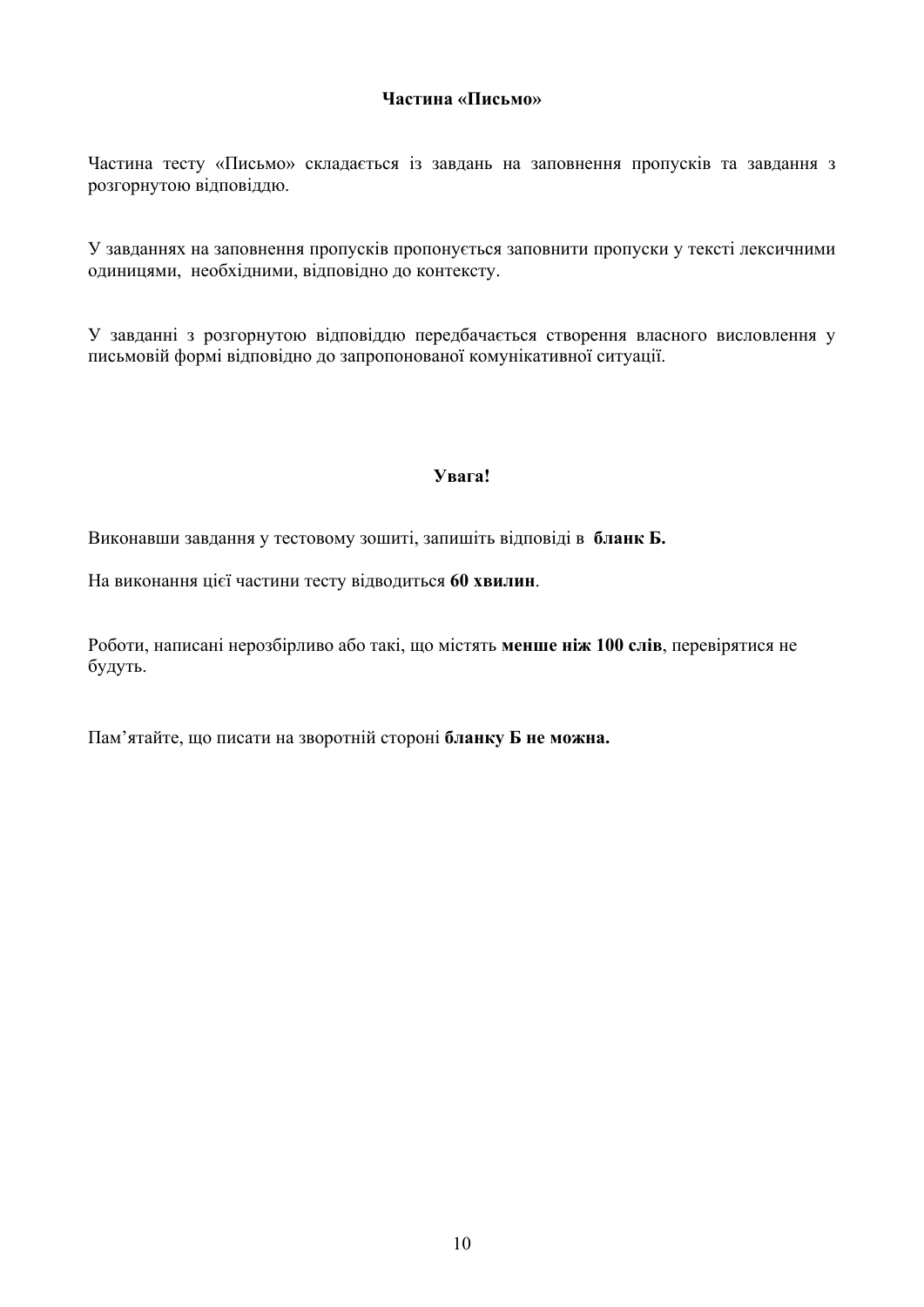## Частина «Письмо»

Частина тесту «Письмо» складається із завдань на заповнення пропусків та завдання з розгорнутою відповіддю.

У завданнях на заповнення пропусків пропонується заповнити пропуски у тексті лексичними одиницями, необхідними, відповідно до контексту.

У завданні з розгорнутою відповіддю передбачається створення власного висловлення у письмовій формі відповідно до запропонованої комунікативної ситуації.

### Увага!

Виконавши завдання у тестовому зошиті, запишіть відповіді в **бланк Б.**

На виконання цієї частини тесту відводиться **60 хвилин**.

Роботи, написані нерозбірливо або такі, що містять **менше ніж 100 слів**, перевірятися не будуть.

Пам’ятайте, що писати на зворотній стороні **бланку Б не можна.**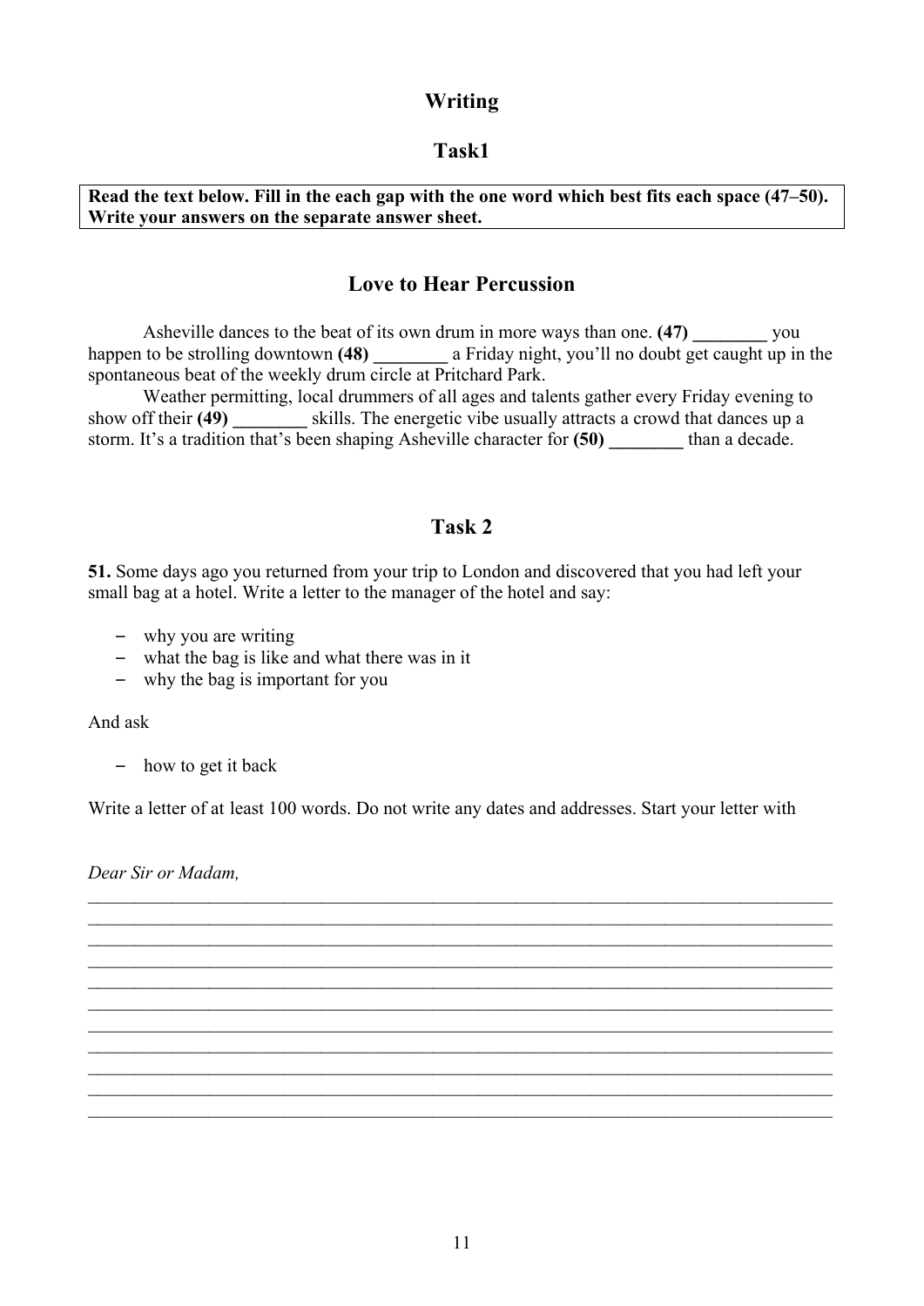# Writing

## Task1

**Read the text below. Fill in the each gap with the one word which best fits each space (47–50). Write your answers on the separate answer sheet.**

### Love to Hear Percussion

Asheville dances to the beat of its own drum in more ways than one. **(47) ________** you happen to be strolling downtown **(48) ________** a Friday night, you'll no doubt get caught up in the spontaneous beat of the weekly drum circle at Pritchard Park.

Weather permitting, local drummers of all ages and talents gather every Friday evening to show off their **(49) ________** skills. The energetic vibe usually attracts a crowd that dances up a storm. It's a tradition that's been shaping Asheville character for **(50) ________** than a decade.

## Task 2

**51.** Some days ago you returned from your trip to London and discovered that you had left your small bag at a hotel. Write a letter to the manager of the hotel and say:

- why you are writing
- what the bag is like and what there was in it
- why the bag is important for you

And ask

- how to get it back

Write a letter of at least 100 words. Do not write any dates and addresses. Start your letter with

*Dear Sir or Madam,*

___________________________________________________________________________

___________________________________________________________________________

___________________________________________________________________________

___________________________________________________________________________

___________________________________________________________________________

___________________________________________________________________________

___________________________________________________________________________

___________________________________________________________________________

___________________________________________________________________________

___________________________________________________________________________

___________________________________________________________________________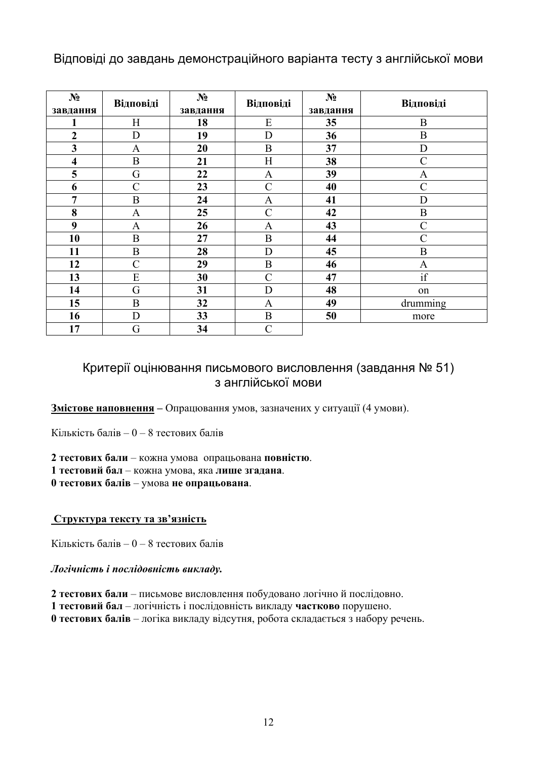## Відповіді до завдань демонстраційного варіанта тесту з англійської мови

| № завдання | Відповіді | № завдання | Відповіді | № завдання | Відповіді |
|---|---|---|---|---|---|
| **1** | H | **18** | E | **35** | B |
| **2** | D | **19** | D | **36** | B |
| **3** | A | **20** | B | **37** | D |
| **4** | B | **21** | H | **38** | C |
| **5** | G | **22** | A | **39** | A |
| **6** | C | **23** | C | **40** | C |
| **7** | B | **24** | A | **41** | D |
| **8** | A | **25** | C | **42** | B |
| **9** | A | **26** | A | **43** | C |
| **10** | B | **27** | B | **44** | C |
| **11** | B | **28** | D | **45** | B |
| **12** | C | **29** | B | **46** | A |
| **13** | E | **30** | C | **47** | if |
| **14** | G | **31** | D | **48** | on |
| **15** | B | **32** | A | **49** | drumming |
| **16** | D | **33** | B | **50** | more |
| **17** | G | **34** | C | | |

## Критерії оцінювання письмового висловлення (завдання № 51) з англійської мови

**Змістове наповнення –** Опрацювання умов, зазначених у ситуації (4 умови).

Кількість балів – 0 – 8 тестових балів

**2 тестових бали** – кожна умова опрацьована **повністю**.
**1 тестовий бал** – кожна умова, яка **лише згадана**.
**0 тестових балів** – умова **не опрацьована**.

**Структура тексту та зв'язність**

Кількість балів – 0 – 8 тестових балів

***Логічність і послідовність викладу.***

**2 тестових бали** – письмове висловлення побудовано логічно й послідовно.
**1 тестовий бал** – логічність і послідовність викладу **частково** порушено.
**0 тестових балів** – логіка викладу відсутня, робота складається з набору речень.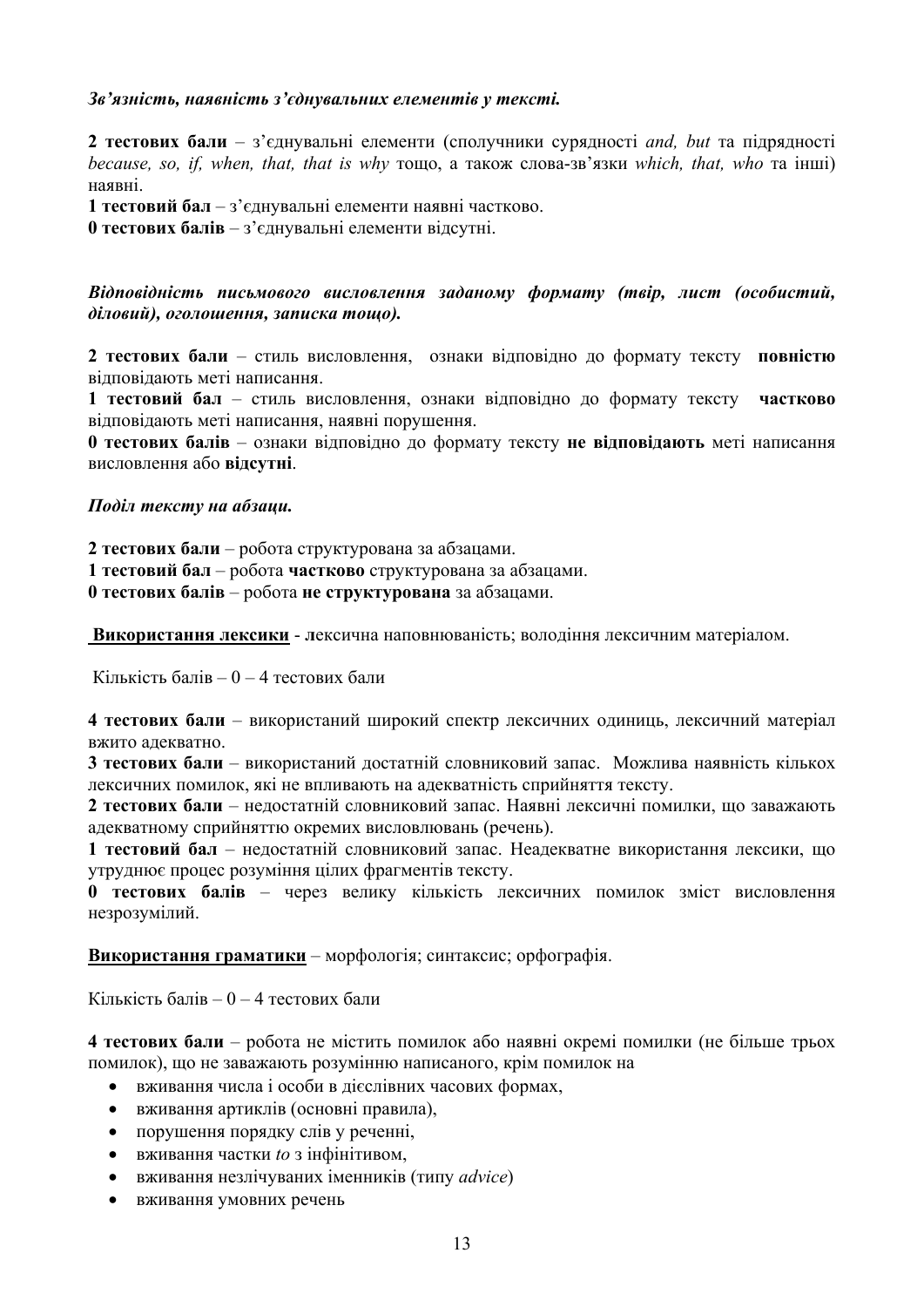***Зв'язність, наявність з'єднувальних елементів у тексті.***

**2 тестових бали** – з'єднувальні елементи (сполучники сурядності *and, but* та підрядності *because, so, if, when, that, that is why* тощо, а також слова-зв'язки *which, that, who* та інші) наявні.

**1 тестовий бал** – з'єднувальні елементи наявні частково.

**0 тестових балів** – з'єднувальні елементи відсутні.

***Відповідність письмового висловлення заданому формату (твір, лист (особистий, діловий), оголошення, записка тощо).***

**2 тестових бали** – стиль висловлення, ознаки відповідно до формату тексту **повністю** відповідають меті написання.

**1 тестовий бал** – стиль висловлення, ознаки відповідно до формату тексту **частково** відповідають меті написання, наявні порушення.

**0 тестових балів** – ознаки відповідно до формату тексту **не відповідають** меті написання висловлення або **відсутні**.

***Поділ тексту на абзаци.***

**2 тестових бали** – робота структурована за абзацами.

**1 тестовий бал** – робота **частково** структурована за абзацами.

**0 тестових балів** – робота **не структурована** за абзацами.

**<u>Використання лексики</u>** - лексична наповнюваність; володіння лексичним матеріалом.

Кількість балів – 0 – 4 тестових бали

**4 тестових бали** – використаний широкий спектр лексичних одиниць, лексичний матеріал вжито адекватно.

**3 тестових бали** – використаний достатній словниковий запас. Можлива наявність кількох лексичних помилок, які не впливають на адекватність сприйняття тексту.

**2 тестових бали** – недостатній словниковий запас. Наявні лексичні помилки, що заважають адекватному сприйняттю окремих висловлювань (речень).

**1 тестовий бал** – недостатній словниковий запас. Неадекватне використання лексики, що утруднює процес розуміння цілих фрагментів тексту.

**0 тестових балів** – через велику кількість лексичних помилок зміст висловлення незрозумілий.

**<u>Використання граматики</u>** – морфологія; синтаксис; орфографія.

Кількість балів – 0 – 4 тестових бали

**4 тестових бали** – робота не містить помилок або наявні окремі помилки (не більше трьох помилок), що не заважають розумінню написаного, крім помилок на

- вживання числа і особи в дієслівних часових формах,
- вживання артиклів (основні правила),
- порушення порядку слів у реченні,
- вживання частки *to* з інфінітивом,
- вживання незлічуваних іменників (типу *advice*)
- вживання умовних речень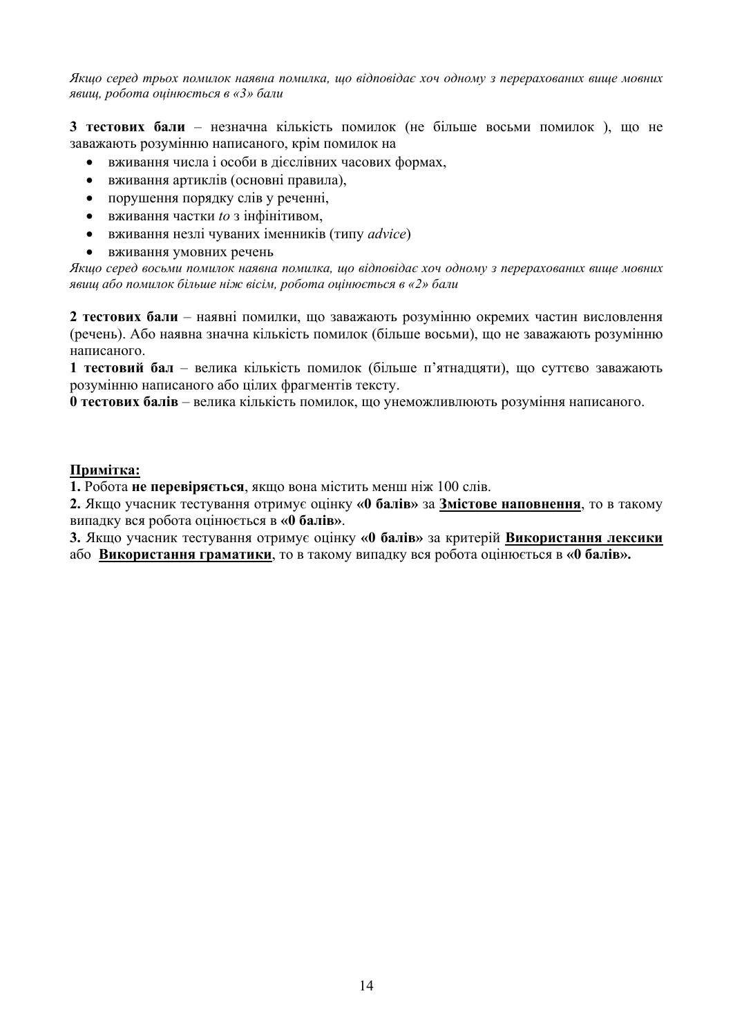*Якщо серед трьох помилок наявна помилка, що відповідає хоч одному з перерахованих вище мовних явищ, робота оцінюється в «3» бали*

**3 тестових бали** – незначна кількість помилок (не більше восьми помилок ), що не заважають розумінню написаного, крім помилок на

- вживання числа і особи в дієслівних часових формах,
- вживання артиклів (основні правила),
- порушення порядку слів у реченні,
- вживання частки *to* з інфінітивом,
- вживання незлі чуваних іменників (типу *advice*)
- вживання умовних речень

*Якщо серед восьми помилок наявна помилка, що відповідає хоч одному з перерахованих вище мовних явищ або помилок більше ніж вісім, робота оцінюється в «2» бали*

**2 тестових бали** – наявні помилки, що заважають розумінню окремих частин висловлення (речень). Або наявна значна кількість помилок (більше восьми), що не заважають розумінню написаного.

**1 тестовий бал** – велика кількість помилок (більше п'ятнадцяти), що суттєво заважають розумінню написаного або цілих фрагментів тексту.

**0 тестових балів** – велика кількість помилок, що унеможливлюють розуміння написаного.

**<u>Примітка:</u>**

**1.** Робота **не перевіряється**, якщо вона містить менш ніж 100 слів.

**2.** Якщо учасник тестування отримує оцінку **«0 балів»** за **<u>Змістове наповнення</u>**, то в такому випадку вся робота оцінюється в **«0 балів»**.

**3.** Якщо учасник тестування отримує оцінку **«0 балів»** за критерій **<u>Використання лексики</u>** або **<u>Використання граматики</u>**, то в такому випадку вся робота оцінюється в **«0 балів».**